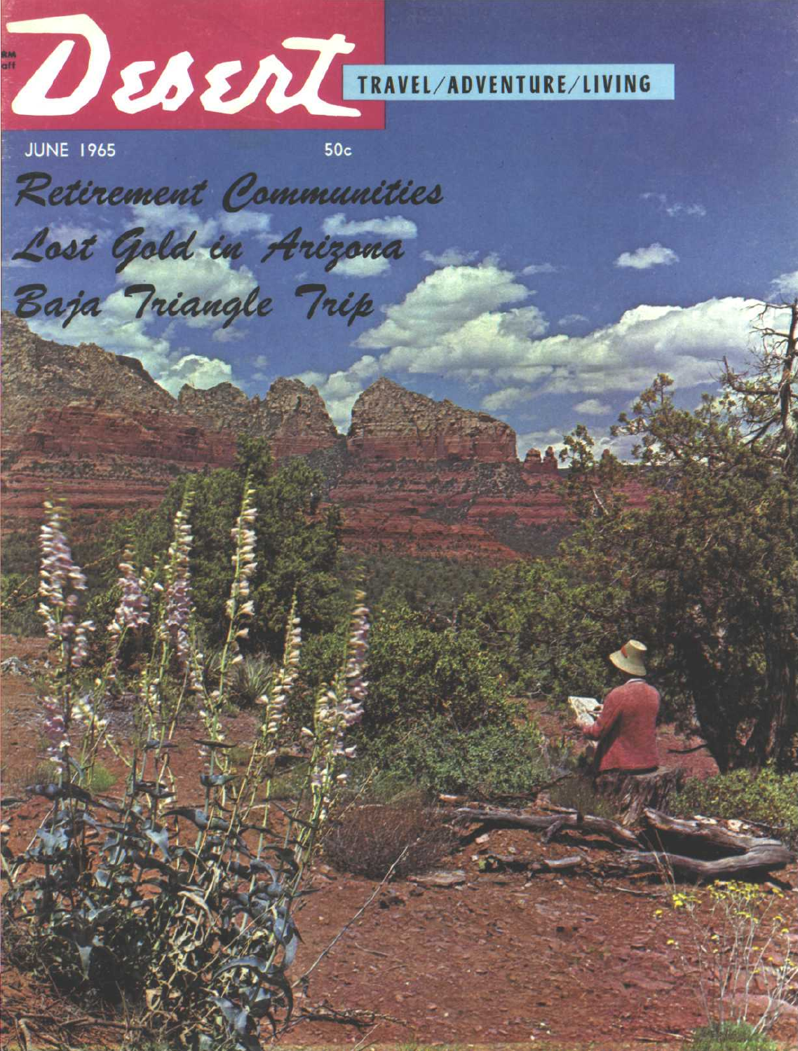# Desert

TRAVEL/ADVENTURE/LIVING

JUNE 1965

50c

*Retirement Communities*

*Lost Gold in Arizona*

*Baja Triangle Trip*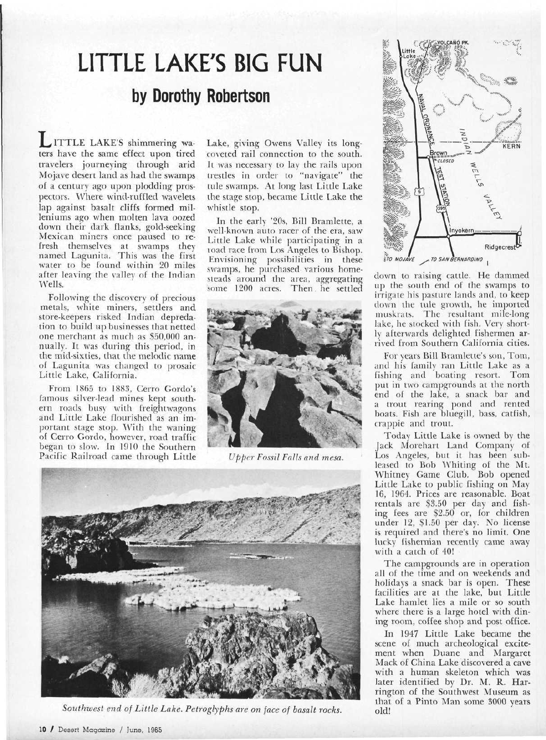# LITTLE LAKE'S BIG FUN

## by Dorothy Robertson

LITTLE LAKE'S shimmering waters have the same effect upon tired travelers journeying through arid Mojave desert land as had the swamps of a century ago upon plodding prospectors. Where wind-ruffled wavelets lap against basalt cliffs formed millenniums ago when molten lava oozed down their dark flanks, gold-seeking Mexican miners once paused to refresh themselves at swamps they named Lagunita. This was the first water to be found within 20 miles after leaving the valley of the Indian Wells.

Following the discovery of precious metals, white miners, settlers and store-keepers risked Indian depredation to build up businesses that netted one merchant as much as $50,000 annually. It was during this period, in the mid-sixties, that the melodic name of Lagunita was changed to prosaic Little Lake, California.

From 1865 to 1883, Cerro Gordo's famous silver-lead mines kept southern roads busy with freightwagons and Little Lake flourished as an important stage stop. With the waning of Cerro Gordo, however, road traffic began to slow. In 1910 the Southern Pacific Railroad came through Little Lake, giving Owens Valley its long-coveted rail connection to the south. It was necessary to lay the rails upon trestles in order to "navigate" the tule swamps. At long last Little Lake the stage stop, became Little Lake the whistle stop.

In the early '20s, Bill Bramlette, a well-known auto racer of the era, saw Little Lake while participating in a road race from Los Angeles to Bishop. Envisioning possibilities in these swamps, he purchased various homesteads around the area, aggregating some 1200 acres. Then he settled down to raising cattle. He dammed up the south end of the swamps to irrigate his pasture lands and, to keep down the tule growth, he imported muskrats. The resultant mile-long lake, he stocked with fish. Very shortly afterwards delighted fishermen arrived from Southern California cities.

*Upper Fossil Falls and mesa.*

For years Bill Bramlette's son, Tom, and his family ran Little Lake as a fishing and boating resort. Tom put in two campgrounds at the north end of the lake, a snack bar and a trout rearing pond and rented boats. Fish are bluegill, bass, catfish, crappie and trout.

Today Little Lake is owned by the Jack Morehart Land Company of Los Angeles, but it has been subleased to Bob Whiting of the Mt. Whitney Game Club. Bob opened Little Lake to public fishing on May 16, 1964. Prices are reasonable. Boat rentals are $3.50 per day and fishing fees are $2.50 or, for children under 12, $1.50 per day. No license is required and there's no limit. One lucky fisherman recently came away with a catch of 40!

The campgrounds are in operation all of the time and on weekends and holidays a snack bar is open. These facilities are at the lake, but Little Lake hamlet lies a mile or so south where there is a large hotel with dining room, coffee shop and post office.

In 1947 Little Lake became the scene of much archeological excitement when Duane and Margaret Mack of China Lake discovered a cave with a human skeleton which was later identified by Dr. M. R. Harrington of the Southwest Museum as that of a Pinto Man some 3000 years old!

*Southwest end of Little Lake. Petroglyphs are on face of basalt rocks.*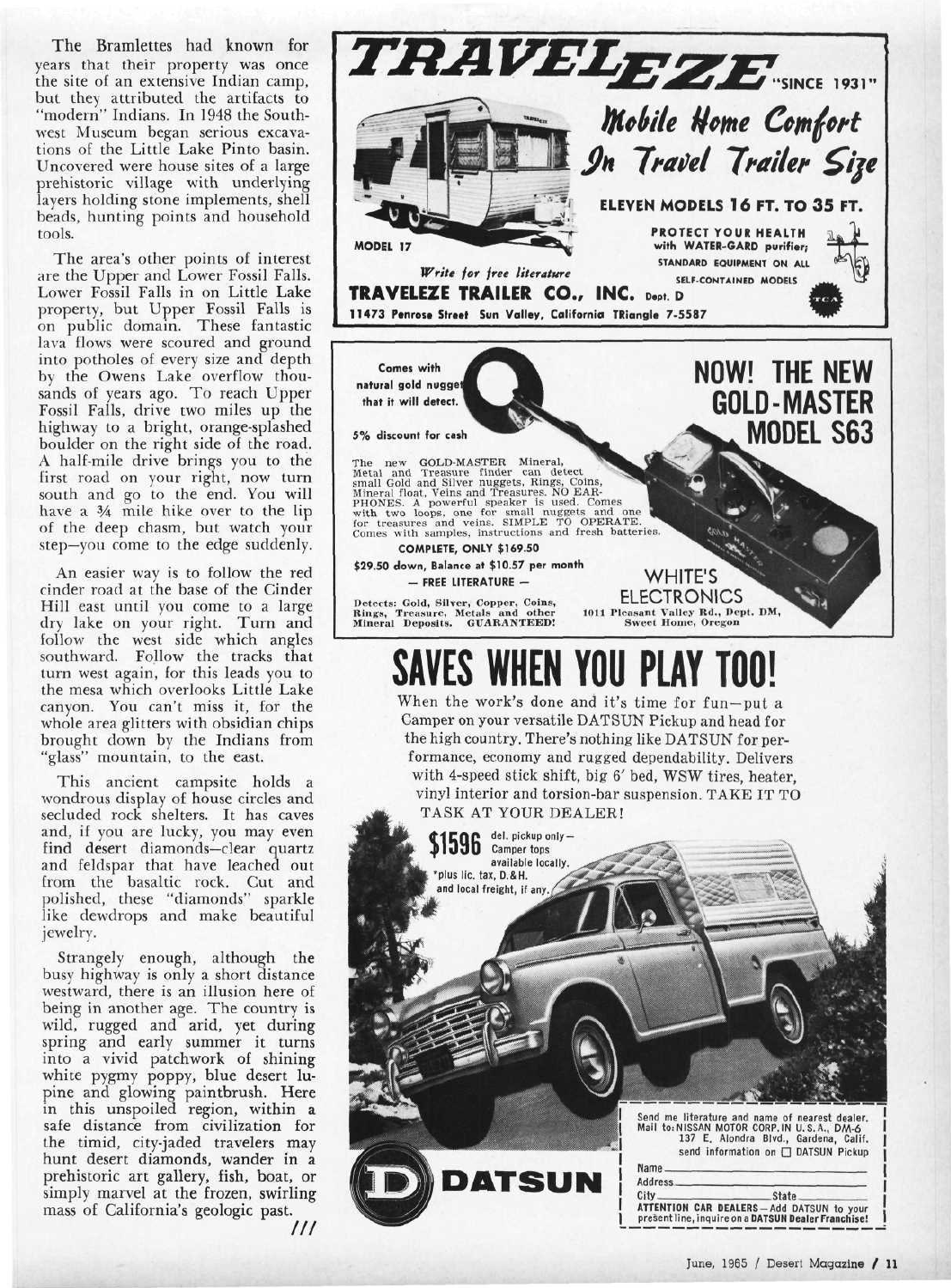The Bramlettes had known for years that their property was once the site of an extensive Indian camp, but they attributed the artifacts to "modern" Indians. In 1948 the Southwest Museum began serious excavations of the Little Lake Pinto basin. Uncovered were house sites of a large prehistoric village with underlying layers holding stone implements, shell beads, hunting points and household tools.

The area's other points of interest are the Upper and Lower Fossil Falls. Lower Fossil Falls in on Little Lake property, but Upper Fossil Falls is on public domain. These fantastic lava flows were scoured and ground into potholes of every size and depth by the Owens Lake overflow thousands of years ago. To reach Upper Fossil Falls, drive two miles up the highway to a bright, orange-splashed boulder on the right side of the road. A half-mile drive brings you to the first road on your right, now turn south and go to the end. You will have a ¾ mile hike over to the lip of the deep chasm, but watch your step—you come to the edge suddenly.

An easier way is to follow the red cinder road at the base of the Cinder Hill east until you come to a large dry lake on your right. Turn and follow the west side which angles southward. Follow the tracks that turn west again, for this leads you to the mesa which overlooks Little Lake canyon. You can't miss it, for the whole area glitters with obsidian chips brought down by the Indians from "glass" mountain, to the east.

This ancient campsite holds a wondrous display of house circles and secluded rock shelters. It has caves and, if you are lucky, you may even find desert diamonds—clear quartz and feldspar that have leached out from the basaltic rock. Cut and polished, these "diamonds" sparkle like dewdrops and make beautiful jewelry.

Strangely enough, although the busy highway is only a short distance westward, there is an illusion here of being in another age. The country is wild, rugged and arid, yet during spring and early summer it turns into a vivid patchwork of shining white pygmy poppy, blue desert lupine and glowing paintbrush. Here in this unspoiled region, within a safe distance from civilization for the timid, city-jaded travelers may hunt desert diamonds, wander in a prehistoric art gallery, fish, boat, or simply marvel at the frozen, swirling mass of California's geologic past.

///

---

# TRAVELEZE "SINCE 1931"

*Mobile Home Comfort In Travel Trailer Size*

**ELEVEN MODELS 16 FT. TO 35 FT.**

MODEL 17

**PROTECT YOUR HEALTH** with WATER-GARD purifier; STANDARD EQUIPMENT ON ALL SELF-CONTAINED MODELS

*Write for free literature*

**TRAVELEZE TRAILER CO., INC.** Dept. D
11473 Penrose Street Sun Valley, California TRiangle 7-5587

---

# NOW! THE NEW GOLD-MASTER MODEL S63

Comes with natural gold nugget that it will detect.

5% discount for cash

The new GOLD-MASTER Mineral, Metal and Treasure finder can detect small Gold and Silver nuggets, Rings, Coins, Mineral float, Veins and Treasures. NO EARPHONES. A powerful speaker is used. Comes with two loops, one for small nuggets and one for treasures and veins. SIMPLE TO OPERATE. Comes with samples, instructions and fresh batteries.

**COMPLETE, ONLY $169.50**

**$29.50 down, Balance at $10.57 per month**

**— FREE LITERATURE —**

Detects: Gold, Silver, Copper, Coins, Rings, Treasure, Metals and other Mineral Deposits. GUARANTEED!

**WHITE'S ELECTRONICS**
1011 Pleasant Valley Rd., Dept. DM, Sweet Home, Oregon

---

# SAVES WHEN YOU PLAY TOO!

When the work's done and it's time for fun—put a Camper on your versatile DATSUN Pickup and head for the high country. There's nothing like DATSUN for performance, economy and rugged dependability. Delivers with 4-speed stick shift, big 6' bed, WSW tires, heater, vinyl interior and torsion-bar suspension. TAKE IT TO TASK AT YOUR DEALER!

**$1596** del. pickup only— Camper tops available locally. *plus lic. tax, D.&H. and local freight, if any.

**DATSUN**

Send me literature and name of nearest dealer. Mail to: NISSAN MOTOR CORP. IN U.S.A., DM-6 137 E. Alondra Blvd., Gardena, Calif.
send information on ☐ DATSUN Pickup

Name ______
Address ______
City ______ State ______

ATTENTION CAR DEALERS—Add DATSUN to your present line, inquire on a DATSUN Dealer Franchise!